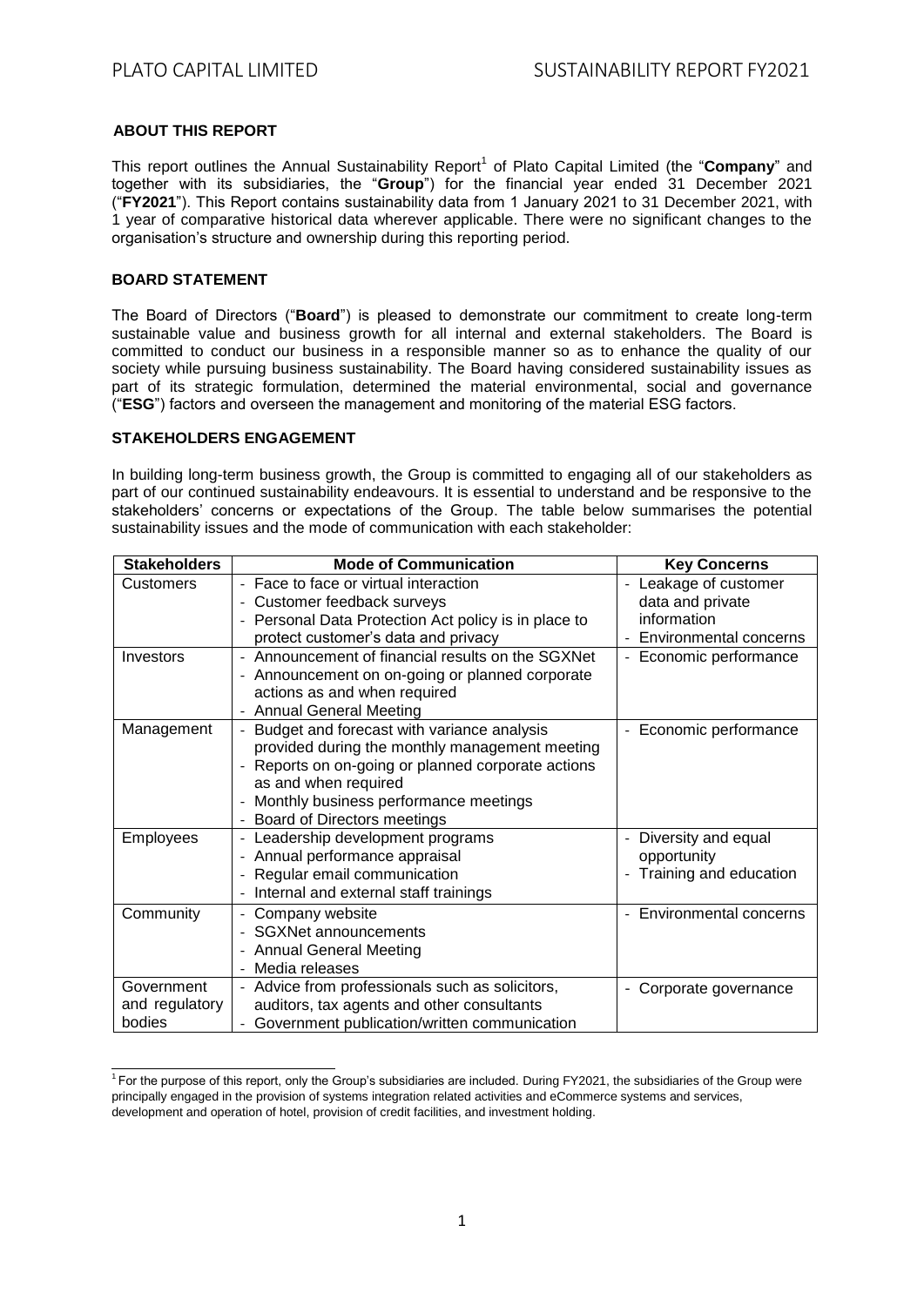## ABOUT THIS REPORT

This report outlines the Annual Sustainability Report[1] of Plato Capital Limited (the "**Company**" and together with its subsidiaries, the "**Group**") for the financial year ended 31 December 2021 ("**FY2021**"). This Report contains sustainability data from 1 January 2021 to 31 December 2021, with 1 year of comparative historical data wherever applicable. There were no significant changes to the organisation's structure and ownership during this reporting period.

## BOARD STATEMENT

The Board of Directors ("**Board**") is pleased to demonstrate our commitment to create long-term sustainable value and business growth for all internal and external stakeholders. The Board is committed to conduct our business in a responsible manner so as to enhance the quality of our society while pursuing business sustainability. The Board having considered sustainability issues as part of its strategic formulation, determined the material environmental, social and governance ("**ESG**") factors and overseen the management and monitoring of the material ESG factors.

## STAKEHOLDERS ENGAGEMENT

In building long-term business growth, the Group is committed to engaging all of our stakeholders as part of our continued sustainability endeavours. It is essential to understand and be responsive to the stakeholders' concerns or expectations of the Group. The table below summarises the potential sustainability issues and the mode of communication with each stakeholder:

| Stakeholders | Mode of Communication | Key Concerns |
|---|---|---|
| Customers | - Face to face or virtual interaction<br>- Customer feedback surveys<br>- Personal Data Protection Act policy is in place to protect customer's data and privacy | - Leakage of customer data and private information<br>- Environmental concerns |
| Investors | - Announcement of financial results on the SGXNet<br>- Announcement on on-going or planned corporate actions as and when required<br>- Annual General Meeting | - Economic performance |
| Management | - Budget and forecast with variance analysis provided during the monthly management meeting<br>- Reports on on-going or planned corporate actions as and when required<br>- Monthly business performance meetings<br>- Board of Directors meetings | - Economic performance |
| Employees | - Leadership development programs<br>- Annual performance appraisal<br>- Regular email communication<br>- Internal and external staff trainings | - Diversity and equal opportunity<br>- Training and education |
| Community | - Company website<br>- SGXNet announcements<br>- Annual General Meeting<br>- Media releases | - Environmental concerns |
| Government and regulatory bodies | - Advice from professionals such as solicitors, auditors, tax agents and other consultants<br>- Government publication/written communication | - Corporate governance |

[1] For the purpose of this report, only the Group's subsidiaries are included. During FY2021, the subsidiaries of the Group were principally engaged in the provision of systems integration related activities and eCommerce systems and services, development and operation of hotel, provision of credit facilities, and investment holding.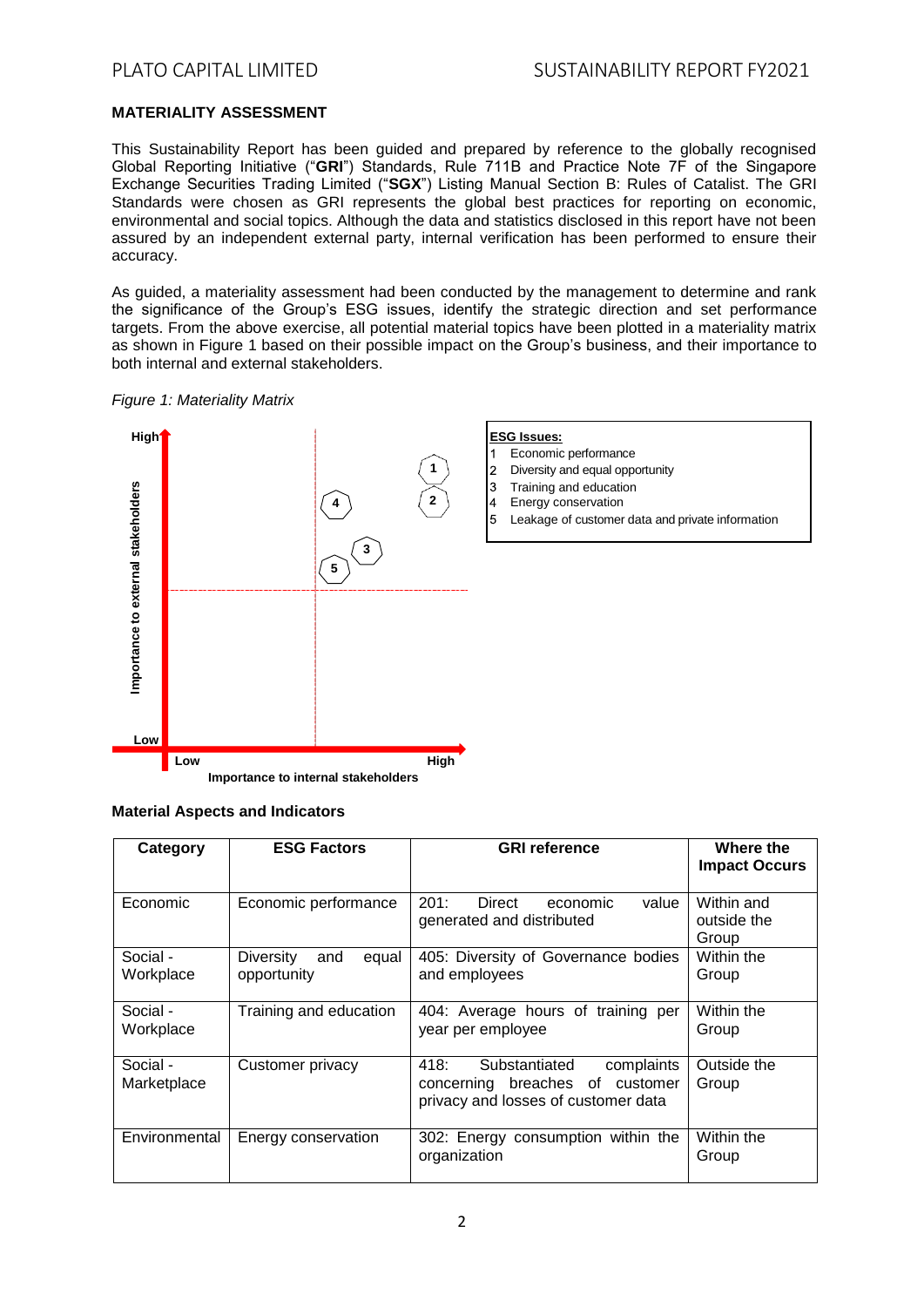## MATERIALITY ASSESSMENT

This Sustainability Report has been guided and prepared by reference to the globally recognised Global Reporting Initiative ("**GRI**") Standards, Rule 711B and Practice Note 7F of the Singapore Exchange Securities Trading Limited ("**SGX**") Listing Manual Section B: Rules of Catalist. The GRI Standards were chosen as GRI represents the global best practices for reporting on economic, environmental and social topics. Although the data and statistics disclosed in this report have not been assured by an independent external party, internal verification has been performed to ensure their accuracy.

As guided, a materiality assessment had been conducted by the management to determine and rank the significance of the Group's ESG issues, identify the strategic direction and set performance targets. From the above exercise, all potential material topics have been plotted in a materiality matrix as shown in Figure 1 based on their possible impact on the Group's business, and their importance to both internal and external stakeholders.

*Figure 1: Materiality Matrix*

High

Importance to external stakeholders

Low

Low

High

Importance to internal stakeholders

**ESG Issues:**

1 Economic performance
2 Diversity and equal opportunity
3 Training and education
4 Energy conservation
5 Leakage of customer data and private information

### Material Aspects and Indicators

| Category | ESG Factors | GRI reference | Where the Impact Occurs |
|---|---|---|---|
| Economic | Economic performance | 201: Direct economic value generated and distributed | Within and outside the Group |
| Social - Workplace | Diversity and equal opportunity | 405: Diversity of Governance bodies and employees | Within the Group |
| Social - Workplace | Training and education | 404: Average hours of training per year per employee | Within the Group |
| Social - Marketplace | Customer privacy | 418: Substantiated complaints concerning breaches of customer privacy and losses of customer data | Outside the Group |
| Environmental | Energy conservation | 302: Energy consumption within the organization | Within the Group |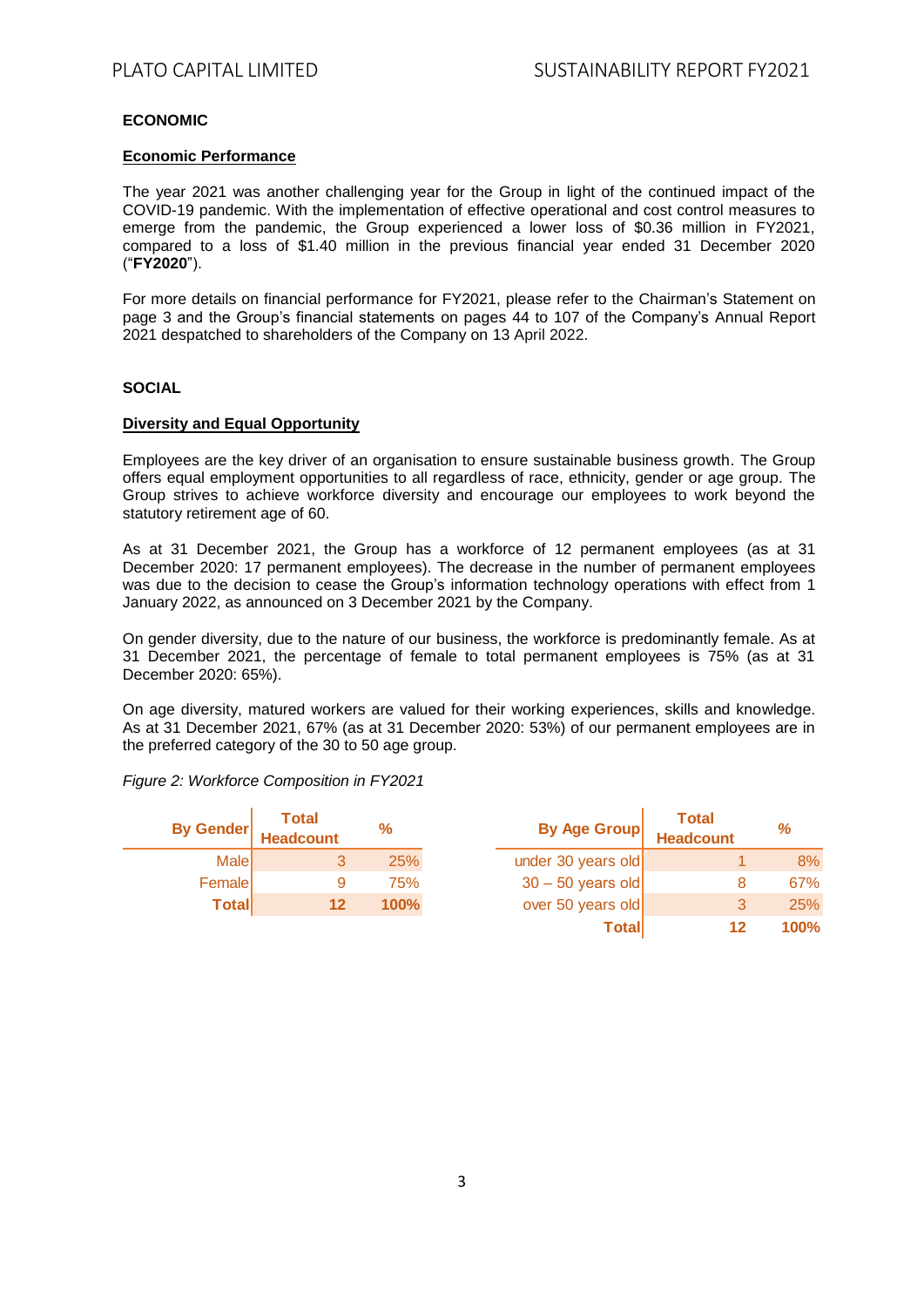**ECONOMIC**

**Economic Performance**

The year 2021 was another challenging year for the Group in light of the continued impact of the COVID-19 pandemic. With the implementation of effective operational and cost control measures to emerge from the pandemic, the Group experienced a lower loss of $0.36 million in FY2021, compared to a loss of $1.40 million in the previous financial year ended 31 December 2020 ("**FY2020**").

For more details on financial performance for FY2021, please refer to the Chairman's Statement on page 3 and the Group's financial statements on pages 44 to 107 of the Company's Annual Report 2021 despatched to shareholders of the Company on 13 April 2022.

**SOCIAL**

**Diversity and Equal Opportunity**

Employees are the key driver of an organisation to ensure sustainable business growth. The Group offers equal employment opportunities to all regardless of race, ethnicity, gender or age group. The Group strives to achieve workforce diversity and encourage our employees to work beyond the statutory retirement age of 60.

As at 31 December 2021, the Group has a workforce of 12 permanent employees (as at 31 December 2020: 17 permanent employees). The decrease in the number of permanent employees was due to the decision to cease the Group's information technology operations with effect from 1 January 2022, as announced on 3 December 2021 by the Company.

On gender diversity, due to the nature of our business, the workforce is predominantly female. As at 31 December 2021, the percentage of female to total permanent employees is 75% (as at 31 December 2020: 65%).

On age diversity, matured workers are valued for their working experiences, skills and knowledge. As at 31 December 2021, 67% (as at 31 December 2020: 53%) of our permanent employees are in the preferred category of the 30 to 50 age group.

*Figure 2: Workforce Composition in FY2021*

| By Gender | Total Headcount | % |
|---|---|---|
| Male | 3 | 25% |
| Female | 9 | 75% |
| **Total** | **12** | **100%** |

| By Age Group | Total Headcount | % |
|---|---|---|
| under 30 years old | 1 | 8% |
| 30 – 50 years old | 8 | 67% |
| over 50 years old | 3 | 25% |
| **Total** | **12** | **100%** |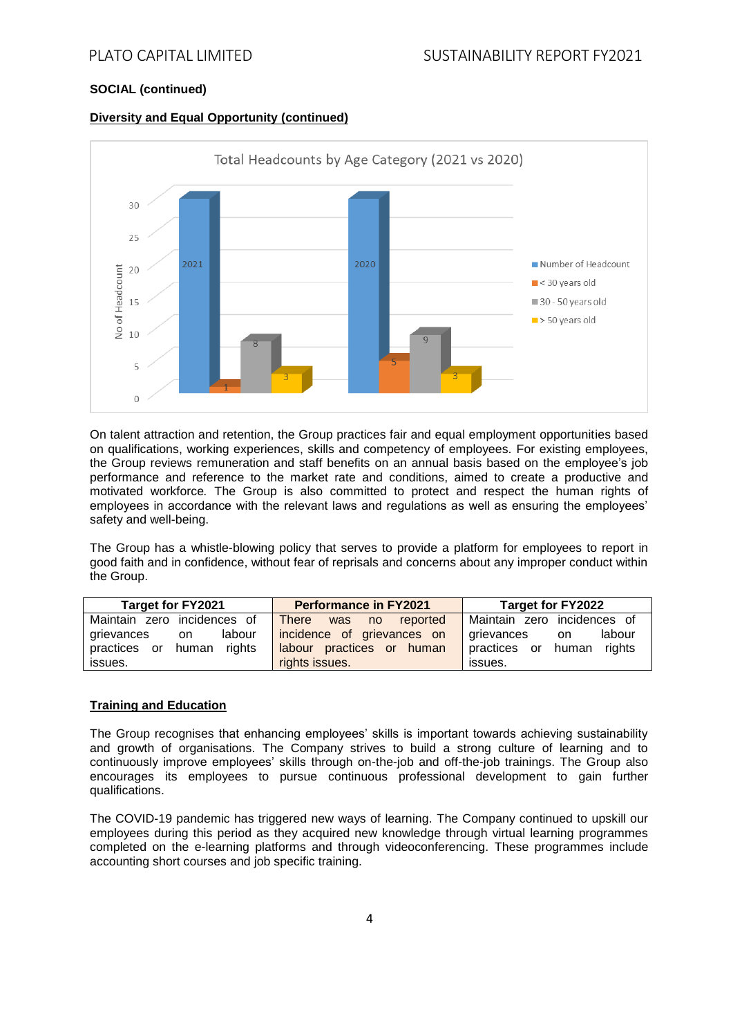**SOCIAL (continued)**

**Diversity and Equal Opportunity (continued)**

Total Headcounts by Age Category (2021 vs 2020)

| | Number of Headcount | < 30 years old | 30 - 50 years old | > 50 years old |
|---|---|---|---|---|
| 2021 | 2021 | 1 | 8 | 3 |
| 2020 | 2020 | 5 | 9 | 3 |

On talent attraction and retention, the Group practices fair and equal employment opportunities based on qualifications, working experiences, skills and competency of employees. For existing employees, the Group reviews remuneration and staff benefits on an annual basis based on the employee's job performance and reference to the market rate and conditions, aimed to create a productive and motivated workforce. The Group is also committed to protect and respect the human rights of employees in accordance with the relevant laws and regulations as well as ensuring the employees' safety and well-being.

The Group has a whistle-blowing policy that serves to provide a platform for employees to report in good faith and in confidence, without fear of reprisals and concerns about any improper conduct within the Group.

| Target for FY2021 | Performance in FY2021 | Target for FY2022 |
|---|---|---|
| Maintain zero incidences of grievances on labour practices or human rights issues. | There was no reported incidence of grievances on labour practices or human rights issues. | Maintain zero incidences of grievances on labour practices or human rights issues. |

**Training and Education**

The Group recognises that enhancing employees' skills is important towards achieving sustainability and growth of organisations. The Company strives to build a strong culture of learning and to continuously improve employees' skills through on-the-job and off-the-job trainings. The Group also encourages its employees to pursue continuous professional development to gain further qualifications.

The COVID-19 pandemic has triggered new ways of learning. The Company continued to upskill our employees during this period as they acquired new knowledge through virtual learning programmes completed on the e-learning platforms and through videoconferencing. These programmes include accounting short courses and job specific training.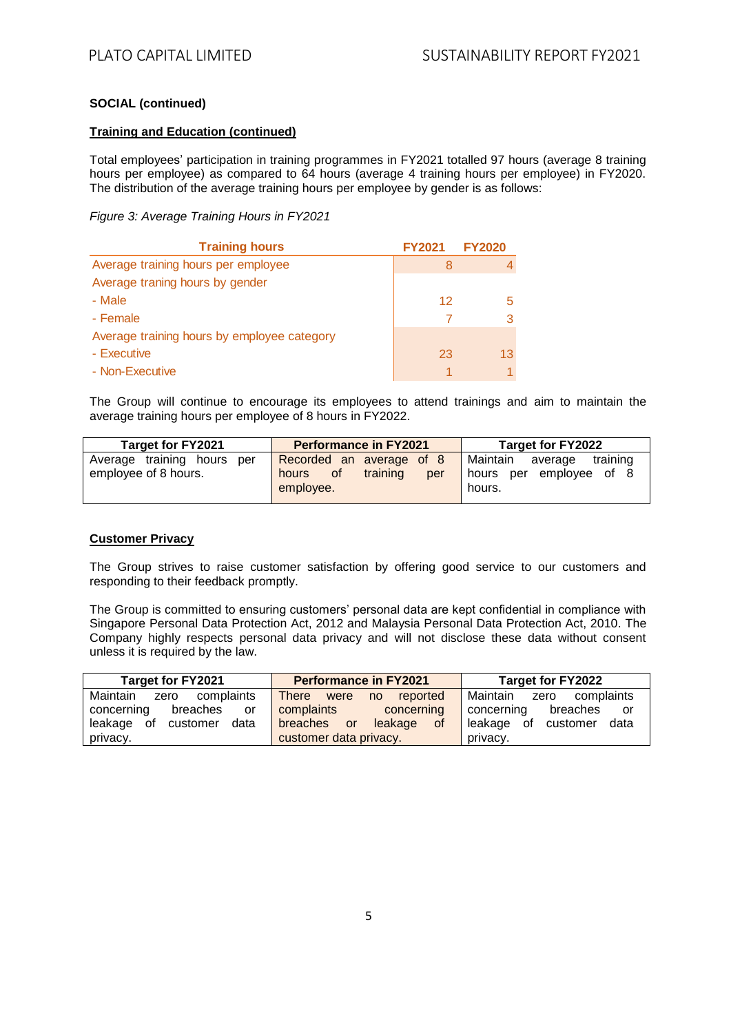**SOCIAL (continued)**

**Training and Education (continued)**

Total employees' participation in training programmes in FY2021 totalled 97 hours (average 8 training hours per employee) as compared to 64 hours (average 4 training hours per employee) in FY2020. The distribution of the average training hours per employee by gender is as follows:

*Figure 3: Average Training Hours in FY2021*

| Training hours | FY2021 | FY2020 |
|---|---|---|
| Average training hours per employee | 8 | 4 |
| Average traning hours by gender | | |
| - Male | 12 | 5 |
| - Female | 7 | 3 |
| Average training hours by employee category | | |
| - Executive | 23 | 13 |
| - Non-Executive | 1 | 1 |

The Group will continue to encourage its employees to attend trainings and aim to maintain the average training hours per employee of 8 hours in FY2022.

| Target for FY2021 | Performance in FY2021 | Target for FY2022 |
|---|---|---|
| Average training hours per employee of 8 hours. | Recorded an average of 8 hours of training per employee. | Maintain average training hours per employee of 8 hours. |

**Customer Privacy**

The Group strives to raise customer satisfaction by offering good service to our customers and responding to their feedback promptly.

The Group is committed to ensuring customers' personal data are kept confidential in compliance with Singapore Personal Data Protection Act, 2012 and Malaysia Personal Data Protection Act, 2010. The Company highly respects personal data privacy and will not disclose these data without consent unless it is required by the law.

| Target for FY2021 | Performance in FY2021 | Target for FY2022 |
|---|---|---|
| Maintain zero complaints concerning breaches or leakage of customer data privacy. | There were no reported complaints concerning breaches or leakage of customer data privacy. | Maintain zero complaints concerning breaches or leakage of customer data privacy. |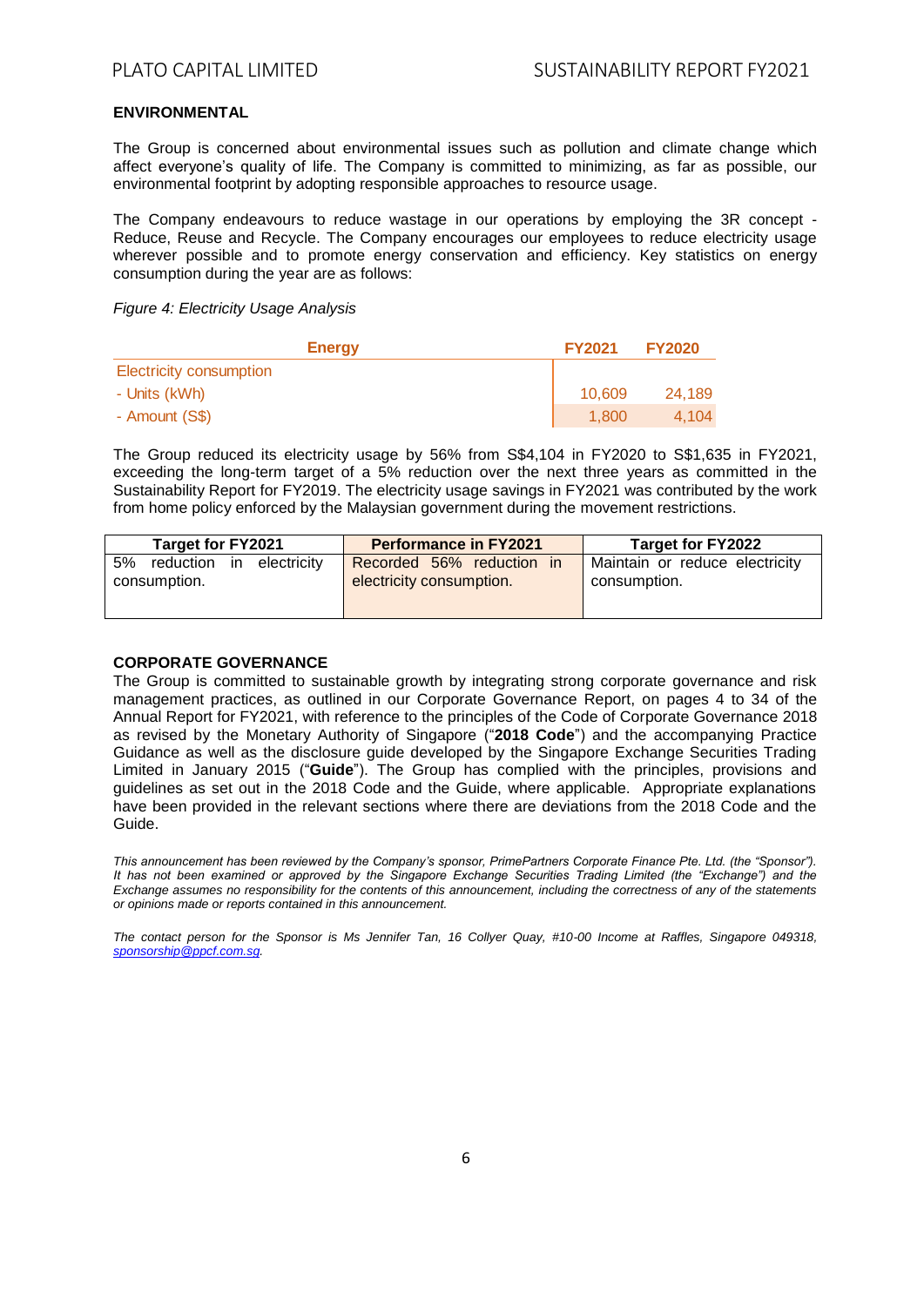## ENVIRONMENTAL

The Group is concerned about environmental issues such as pollution and climate change which affect everyone's quality of life. The Company is committed to minimizing, as far as possible, our environmental footprint by adopting responsible approaches to resource usage.

The Company endeavours to reduce wastage in our operations by employing the 3R concept - Reduce, Reuse and Recycle. The Company encourages our employees to reduce electricity usage wherever possible and to promote energy conservation and efficiency. Key statistics on energy consumption during the year are as follows:

*Figure 4: Electricity Usage Analysis*

| Energy | FY2021 | FY2020 |
|---|---|---|
| Electricity consumption | | |
| - Units (kWh) | 10,609 | 24,189 |
| - Amount (S$) | 1,800 | 4,104 |

The Group reduced its electricity usage by 56% from S$4,104 in FY2020 to S$1,635 in FY2021, exceeding the long-term target of a 5% reduction over the next three years as committed in the Sustainability Report for FY2019. The electricity usage savings in FY2021 was contributed by the work from home policy enforced by the Malaysian government during the movement restrictions.

| Target for FY2021 | Performance in FY2021 | Target for FY2022 |
|---|---|---|
| 5% reduction in electricity consumption. | Recorded 56% reduction in electricity consumption. | Maintain or reduce electricity consumption. |

## CORPORATE GOVERNANCE

The Group is committed to sustainable growth by integrating strong corporate governance and risk management practices, as outlined in our Corporate Governance Report, on pages 4 to 34 of the Annual Report for FY2021, with reference to the principles of the Code of Corporate Governance 2018 as revised by the Monetary Authority of Singapore ("**2018 Code**") and the accompanying Practice Guidance as well as the disclosure guide developed by the Singapore Exchange Securities Trading Limited in January 2015 ("**Guide**"). The Group has complied with the principles, provisions and guidelines as set out in the 2018 Code and the Guide, where applicable. Appropriate explanations have been provided in the relevant sections where there are deviations from the 2018 Code and the Guide.

*This announcement has been reviewed by the Company's sponsor, PrimePartners Corporate Finance Pte. Ltd. (the "Sponsor"). It has not been examined or approved by the Singapore Exchange Securities Trading Limited (the "Exchange") and the Exchange assumes no responsibility for the contents of this announcement, including the correctness of any of the statements or opinions made or reports contained in this announcement.*

*The contact person for the Sponsor is Ms Jennifer Tan, 16 Collyer Quay, #10-00 Income at Raffles, Singapore 049318, sponsorship@ppcf.com.sg.*